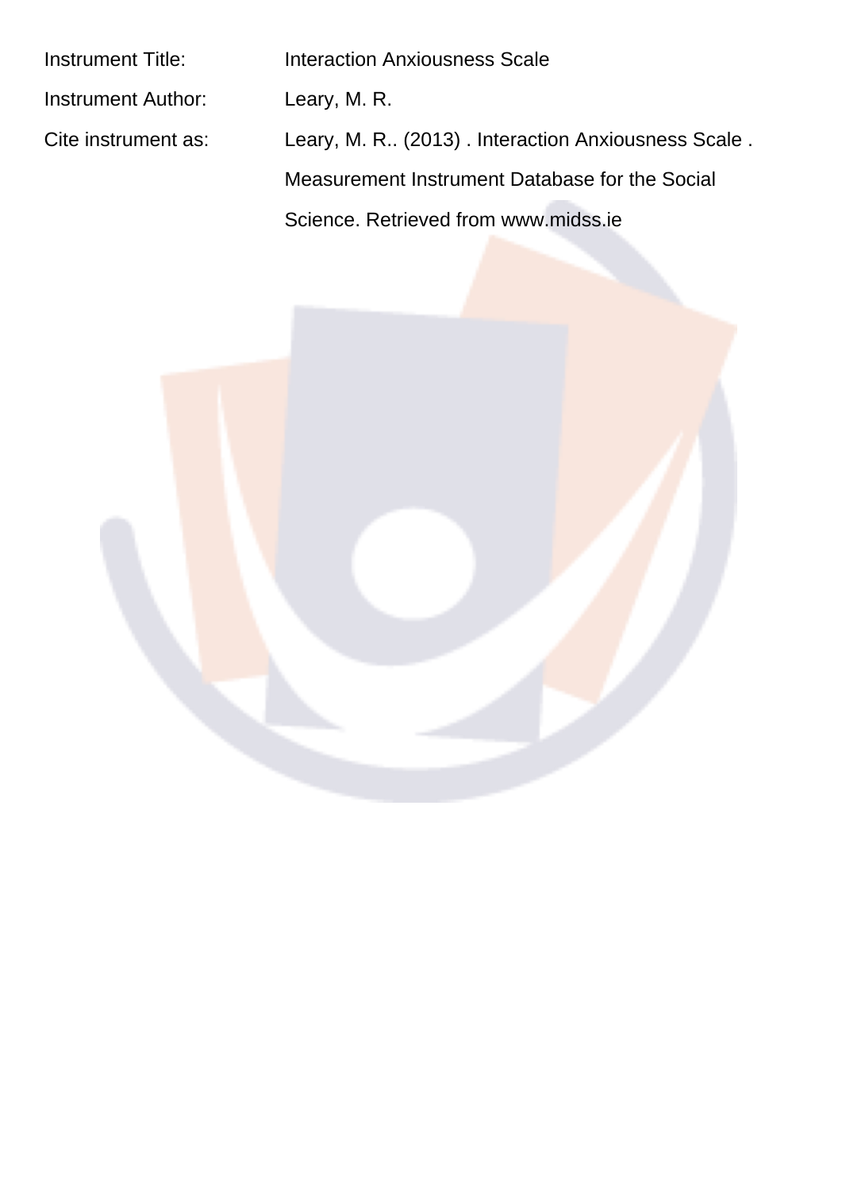| | |
|---|---|
| Instrument Title: | Interaction Anxiousness Scale |
| Instrument Author: | Leary, M. R. |
| Cite instrument as: | Leary, M. R.. (2013) . Interaction Anxiousness Scale . Measurement Instrument Database for the Social Science. Retrieved from www.midss.ie |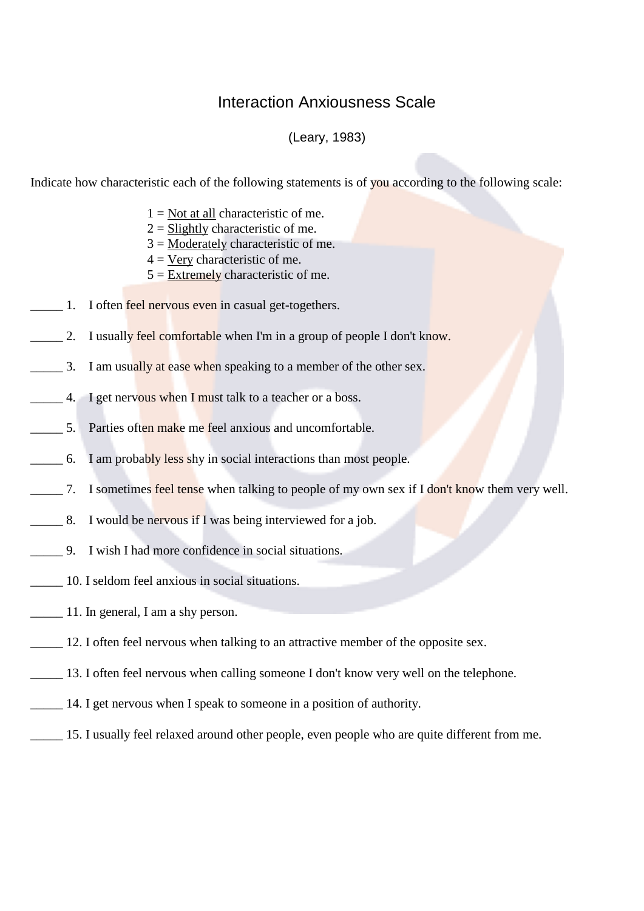# Interaction Anxiousness Scale

(Leary, 1983)

Indicate how characteristic each of the following statements is of you according to the following scale:

1 = Not at all characteristic of me.
2 = Slightly characteristic of me.
3 = Moderately characteristic of me.
4 = Very characteristic of me.
5 = Extremely characteristic of me.

_____ 1. I often feel nervous even in casual get-togethers.

_____ 2. I usually feel comfortable when I'm in a group of people I don't know.

_____ 3. I am usually at ease when speaking to a member of the other sex.

_____ 4. I get nervous when I must talk to a teacher or a boss.

_____ 5. Parties often make me feel anxious and uncomfortable.

_____ 6. I am probably less shy in social interactions than most people.

_____ 7. I sometimes feel tense when talking to people of my own sex if I don't know them very well.

_____ 8. I would be nervous if I was being interviewed for a job.

_____ 9. I wish I had more confidence in social situations.

_____ 10. I seldom feel anxious in social situations.

_____ 11. In general, I am a shy person.

_____ 12. I often feel nervous when talking to an attractive member of the opposite sex.

_____ 13. I often feel nervous when calling someone I don't know very well on the telephone.

_____ 14. I get nervous when I speak to someone in a position of authority.

_____ 15. I usually feel relaxed around other people, even people who are quite different from me.